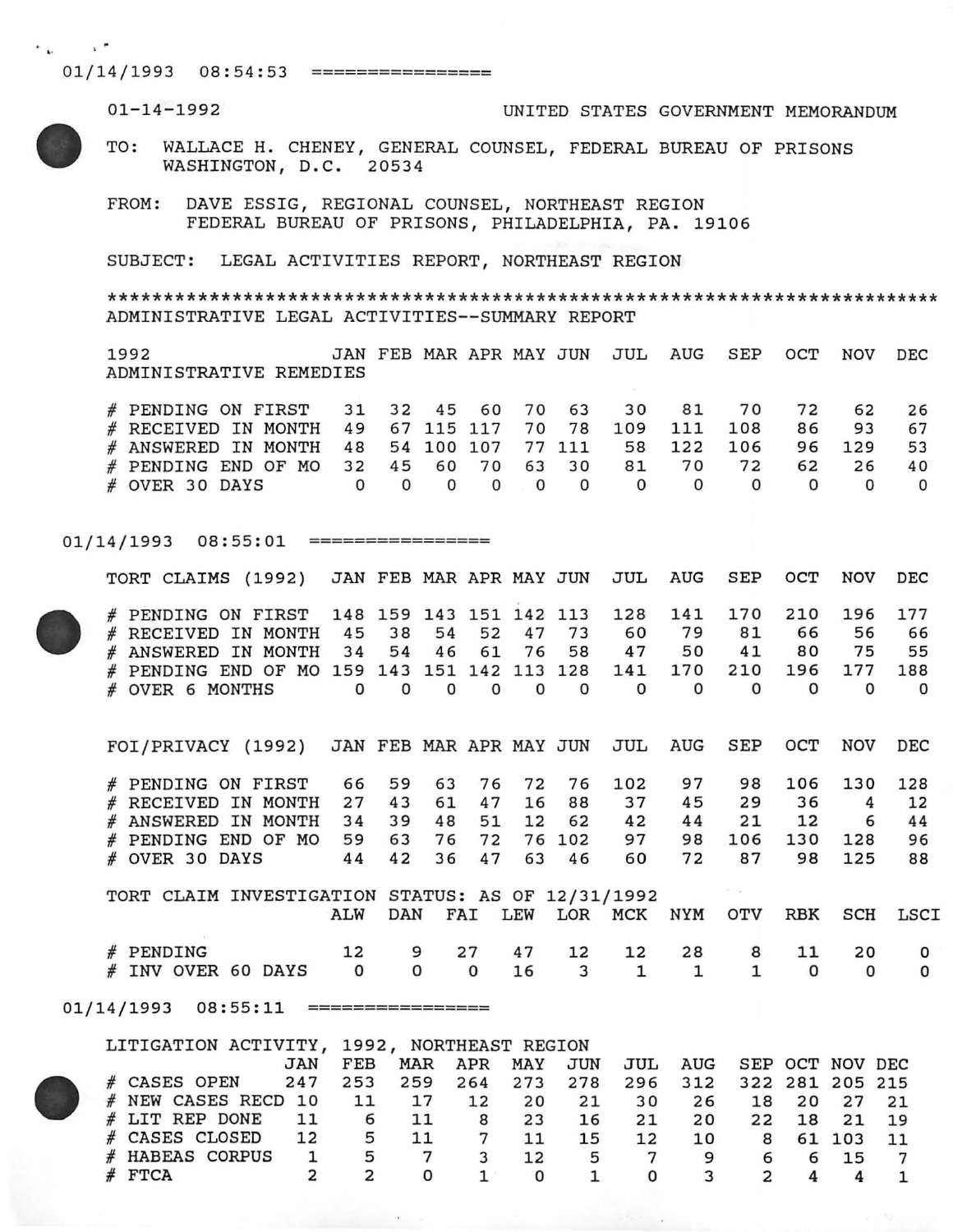01/14/1993 08:54:53 ================

01-14-1992 UNITED STATES GOVERNMENT MEMORANDUM

TO: WALLACE H. CHENEY, GENERAL COUNSEL, FEDERAL BUREAU OF PRISONS
WASHINGTON, D.C. 20534

FROM: DAVE ESSIG, REGIONAL COUNSEL, NORTHEAST REGION
FEDERAL BUREAU OF PRISONS, PHILADELPHIA, PA. 19106

SUBJECT: LEGAL ACTIVITIES REPORT, NORTHEAST REGION

**************************************************************************

ADMINISTRATIVE LEGAL ACTIVITIES--SUMMARY REPORT

| 1992 ADMINISTRATIVE REMEDIES | JAN | FEB | MAR | APR | MAY | JUN | JUL | AUG | SEP | OCT | NOV | DEC |
|---|---|---|---|---|---|---|---|---|---|---|---|---|
| # PENDING ON FIRST | 31 | 32 | 45 | 60 | 70 | 63 | 30 | 81 | 70 | 72 | 62 | 26 |
| # RECEIVED IN MONTH | 49 | 67 | 115 | 117 | 70 | 78 | 109 | 111 | 108 | 86 | 93 | 67 |
| # ANSWERED IN MONTH | 48 | 54 | 100 | 107 | 77 | 111 | 58 | 122 | 106 | 96 | 129 | 53 |
| # PENDING END OF MO | 32 | 45 | 60 | 70 | 63 | 30 | 81 | 70 | 72 | 62 | 26 | 40 |
| # OVER 30 DAYS | 0 | 0 | 0 | 0 | 0 | 0 | 0 | 0 | 0 | 0 | 0 | 0 |

01/14/1993 08:55:01 ================

| TORT CLAIMS (1992) | JAN | FEB | MAR | APR | MAY | JUN | JUL | AUG | SEP | OCT | NOV | DEC |
|---|---|---|---|---|---|---|---|---|---|---|---|---|
| # PENDING ON FIRST | 148 | 159 | 143 | 151 | 142 | 113 | 128 | 141 | 170 | 210 | 196 | 177 |
| # RECEIVED IN MONTH | 45 | 38 | 54 | 52 | 47 | 73 | 60 | 79 | 81 | 66 | 56 | 66 |
| # ANSWERED IN MONTH | 34 | 54 | 46 | 61 | 76 | 58 | 47 | 50 | 41 | 80 | 75 | 55 |
| # PENDING END OF MO | 159 | 143 | 151 | 142 | 113 | 128 | 141 | 170 | 210 | 196 | 177 | 188 |
| # OVER 6 MONTHS | 0 | 0 | 0 | 0 | 0 | 0 | 0 | 0 | 0 | 0 | 0 | 0 |

| FOI/PRIVACY (1992) | JAN | FEB | MAR | APR | MAY | JUN | JUL | AUG | SEP | OCT | NOV | DEC |
|---|---|---|---|---|---|---|---|---|---|---|---|---|
| # PENDING ON FIRST | 66 | 59 | 63 | 76 | 72 | 76 | 102 | 97 | 98 | 106 | 130 | 128 |
| # RECEIVED IN MONTH | 27 | 43 | 61 | 47 | 16 | 88 | 37 | 45 | 29 | 36 | 4 | 12 |
| # ANSWERED IN MONTH | 34 | 39 | 48 | 51 | 12 | 62 | 42 | 44 | 21 | 12 | 6 | 44 |
| # PENDING END OF MO | 59 | 63 | 76 | 72 | 76 | 102 | 97 | 98 | 106 | 130 | 128 | 96 |
| # OVER 30 DAYS | 44 | 42 | 36 | 47 | 63 | 46 | 60 | 72 | 87 | 98 | 125 | 88 |

TORT CLAIM INVESTIGATION STATUS: AS OF 12/31/1992

| | ALW | DAN | FAI | LEW | LOR | MCK | NYM | OTV | RBK | SCH | LSCI |
|---|---|---|---|---|---|---|---|---|---|---|---|
| # PENDING | 12 | 9 | 27 | 47 | 12 | 12 | 28 | 8 | 11 | 20 | 0 |
| # INV OVER 60 DAYS | 0 | 0 | 0 | 16 | 3 | 1 | 1 | 1 | 0 | 0 | 0 |

01/14/1993 08:55:11 ================

LITIGATION ACTIVITY, 1992, NORTHEAST REGION

| | JAN | FEB | MAR | APR | MAY | JUN | JUL | AUG | SEP | OCT | NOV | DEC |
|---|---|---|---|---|---|---|---|---|---|---|---|---|
| # CASES OPEN | 247 | 253 | 259 | 264 | 273 | 278 | 296 | 312 | 322 | 281 | 205 | 215 |
| # NEW CASES RECD | 10 | 11 | 17 | 12 | 20 | 21 | 30 | 26 | 18 | 20 | 27 | 21 |
| # LIT REP DONE | 11 | 6 | 11 | 8 | 23 | 16 | 21 | 20 | 22 | 18 | 21 | 19 |
| # CASES CLOSED | 12 | 5 | 11 | 7 | 11 | 15 | 12 | 10 | 8 | 61 | 103 | 11 |
| # HABEAS CORPUS | 1 | 5 | 7 | 3 | 12 | 5 | 7 | 9 | 6 | 6 | 15 | 7 |
| # FTCA | 2 | 2 | 0 | 1 | 0 | 1 | 0 | 3 | 2 | 4 | 4 | 1 |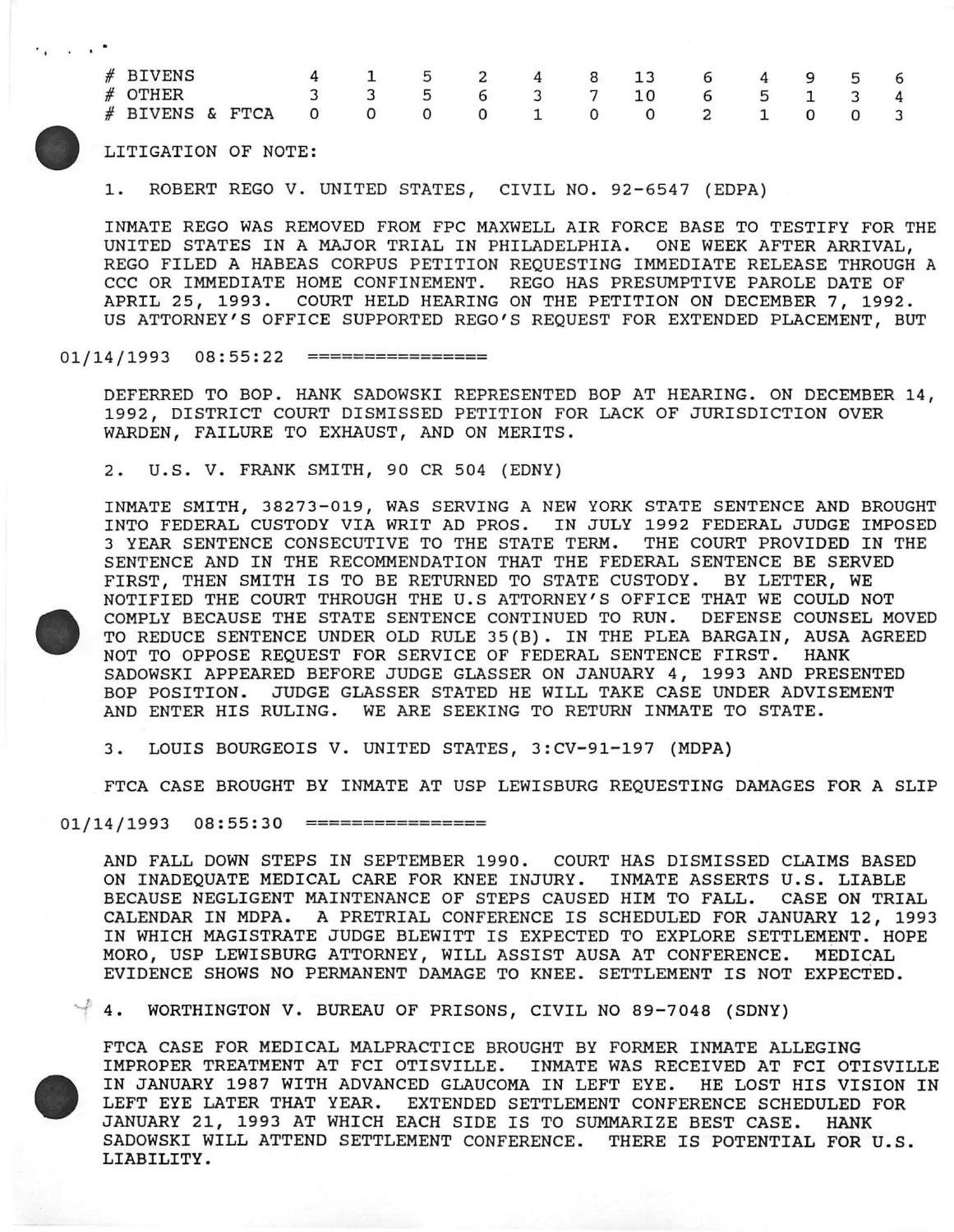| | | | | | | | | | | | | |
|---|---|---|---|---|---|---|---|---|---|---|---|---|
| # BIVENS | 4 | 1 | 5 | 2 | 4 | 8 | 13 | 6 | 4 | 9 | 5 | 6 |
| # OTHER | 3 | 3 | 5 | 6 | 3 | 7 | 10 | 6 | 5 | 1 | 3 | 4 |
| # BIVENS & FTCA | 0 | 0 | 0 | 0 | 1 | 0 | 0 | 2 | 1 | 0 | 0 | 3 |

LITIGATION OF NOTE:

1. ROBERT REGO V. UNITED STATES, CIVIL NO. 92-6547 (EDPA)

INMATE REGO WAS REMOVED FROM FPC MAXWELL AIR FORCE BASE TO TESTIFY FOR THE UNITED STATES IN A MAJOR TRIAL IN PHILADELPHIA. ONE WEEK AFTER ARRIVAL, REGO FILED A HABEAS CORPUS PETITION REQUESTING IMMEDIATE RELEASE THROUGH A CCC OR IMMEDIATE HOME CONFINEMENT. REGO HAS PRESUMPTIVE PAROLE DATE OF APRIL 25, 1993. COURT HELD HEARING ON THE PETITION ON DECEMBER 7, 1992. US ATTORNEY'S OFFICE SUPPORTED REGO'S REQUEST FOR EXTENDED PLACEMENT, BUT

01/14/1993 08:55:22 ================

DEFERRED TO BOP. HANK SADOWSKI REPRESENTED BOP AT HEARING. ON DECEMBER 14, 1992, DISTRICT COURT DISMISSED PETITION FOR LACK OF JURISDICTION OVER WARDEN, FAILURE TO EXHAUST, AND ON MERITS.

2. U.S. V. FRANK SMITH, 90 CR 504 (EDNY)

INMATE SMITH, 38273-019, WAS SERVING A NEW YORK STATE SENTENCE AND BROUGHT INTO FEDERAL CUSTODY VIA WRIT AD PROS. IN JULY 1992 FEDERAL JUDGE IMPOSED 3 YEAR SENTENCE CONSECUTIVE TO THE STATE TERM. THE COURT PROVIDED IN THE SENTENCE AND IN THE RECOMMENDATION THAT THE FEDERAL SENTENCE BE SERVED FIRST, THEN SMITH IS TO BE RETURNED TO STATE CUSTODY. BY LETTER, WE NOTIFIED THE COURT THROUGH THE U.S ATTORNEY'S OFFICE THAT WE COULD NOT COMPLY BECAUSE THE STATE SENTENCE CONTINUED TO RUN. DEFENSE COUNSEL MOVED TO REDUCE SENTENCE UNDER OLD RULE 35(B). IN THE PLEA BARGAIN, AUSA AGREED NOT TO OPPOSE REQUEST FOR SERVICE OF FEDERAL SENTENCE FIRST. HANK SADOWSKI APPEARED BEFORE JUDGE GLASSER ON JANUARY 4, 1993 AND PRESENTED BOP POSITION. JUDGE GLASSER STATED HE WILL TAKE CASE UNDER ADVISEMENT AND ENTER HIS RULING. WE ARE SEEKING TO RETURN INMATE TO STATE.

3. LOUIS BOURGEOIS V. UNITED STATES, 3:CV-91-197 (MDPA)

FTCA CASE BROUGHT BY INMATE AT USP LEWISBURG REQUESTING DAMAGES FOR A SLIP

01/14/1993 08:55:30 ================

AND FALL DOWN STEPS IN SEPTEMBER 1990. COURT HAS DISMISSED CLAIMS BASED ON INADEQUATE MEDICAL CARE FOR KNEE INJURY. INMATE ASSERTS U.S. LIABLE BECAUSE NEGLIGENT MAINTENANCE OF STEPS CAUSED HIM TO FALL. CASE ON TRIAL CALENDAR IN MDPA. A PRETRIAL CONFERENCE IS SCHEDULED FOR JANUARY 12, 1993 IN WHICH MAGISTRATE JUDGE BLEWITT IS EXPECTED TO EXPLORE SETTLEMENT. HOPE MORO, USP LEWISBURG ATTORNEY, WILL ASSIST AUSA AT CONFERENCE. MEDICAL EVIDENCE SHOWS NO PERMANENT DAMAGE TO KNEE. SETTLEMENT IS NOT EXPECTED.

4. WORTHINGTON V. BUREAU OF PRISONS, CIVIL NO 89-7048 (SDNY)

FTCA CASE FOR MEDICAL MALPRACTICE BROUGHT BY FORMER INMATE ALLEGING IMPROPER TREATMENT AT FCI OTISVILLE. INMATE WAS RECEIVED AT FCI OTISVILLE IN JANUARY 1987 WITH ADVANCED GLAUCOMA IN LEFT EYE. HE LOST HIS VISION IN LEFT EYE LATER THAT YEAR. EXTENDED SETTLEMENT CONFERENCE SCHEDULED FOR JANUARY 21, 1993 AT WHICH EACH SIDE IS TO SUMMARIZE BEST CASE. HANK SADOWSKI WILL ATTEND SETTLEMENT CONFERENCE. THERE IS POTENTIAL FOR U.S. LIABILITY.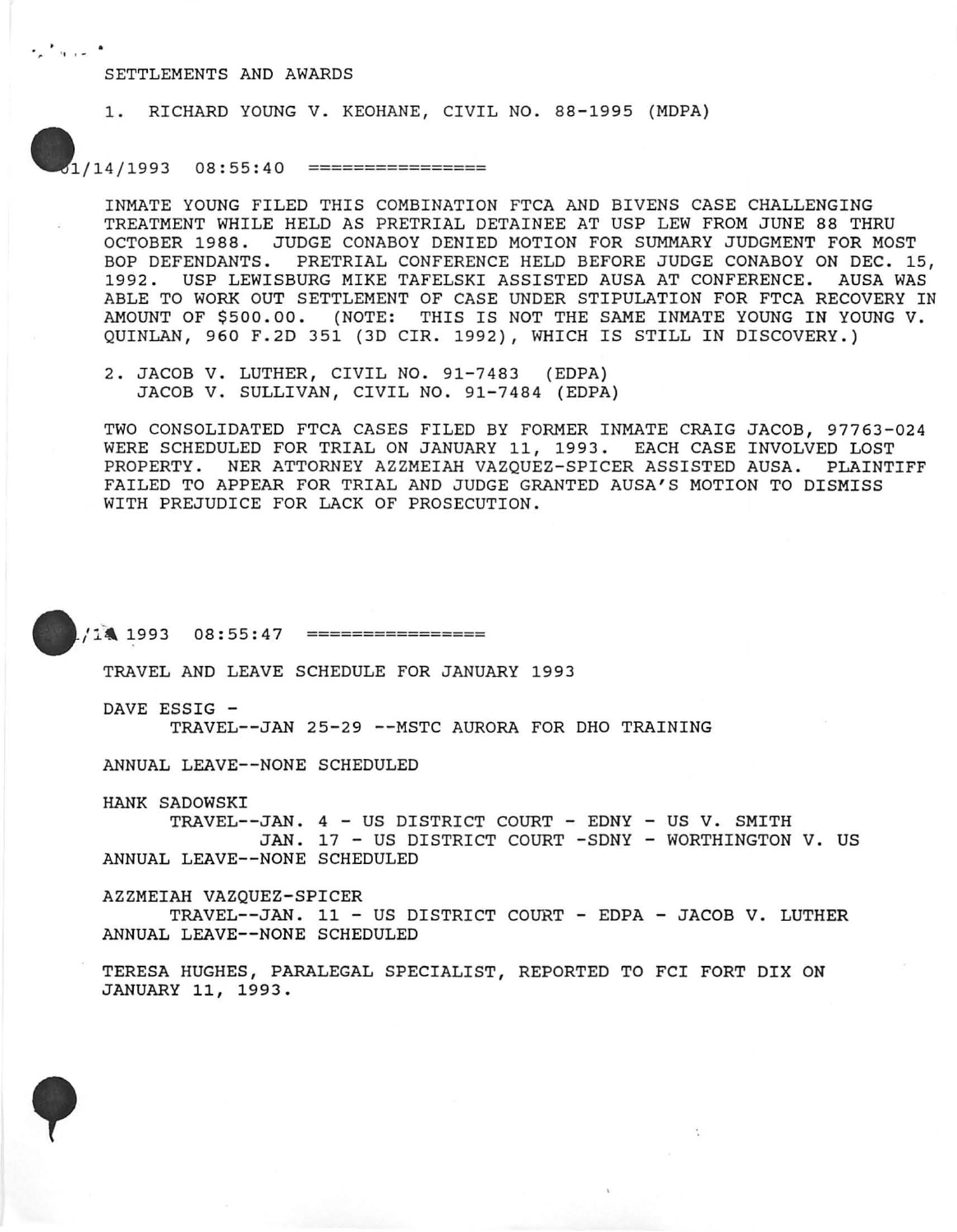SETTLEMENTS AND AWARDS

1. RICHARD YOUNG V. KEOHANE, CIVIL NO. 88-1995 (MDPA)

01/14/1993 08:55:40 ================

INMATE YOUNG FILED THIS COMBINATION FTCA AND BIVENS CASE CHALLENGING TREATMENT WHILE HELD AS PRETRIAL DETAINEE AT USP LEW FROM JUNE 88 THRU OCTOBER 1988. JUDGE CONABOY DENIED MOTION FOR SUMMARY JUDGMENT FOR MOST BOP DEFENDANTS. PRETRIAL CONFERENCE HELD BEFORE JUDGE CONABOY ON DEC. 15, 1992. USP LEWISBURG MIKE TAFELSKI ASSISTED AUSA AT CONFERENCE. AUSA WAS ABLE TO WORK OUT SETTLEMENT OF CASE UNDER STIPULATION FOR FTCA RECOVERY IN AMOUNT OF $500.00. (NOTE: THIS IS NOT THE SAME INMATE YOUNG IN YOUNG V. QUINLAN, 960 F.2D 351 (3D CIR. 1992), WHICH IS STILL IN DISCOVERY.)

2. JACOB V. LUTHER, CIVIL NO. 91-7483 (EDPA)
   JACOB V. SULLIVAN, CIVIL NO. 91-7484 (EDPA)

TWO CONSOLIDATED FTCA CASES FILED BY FORMER INMATE CRAIG JACOB, 97763-024 WERE SCHEDULED FOR TRIAL ON JANUARY 11, 1993. EACH CASE INVOLVED LOST PROPERTY. NER ATTORNEY AZZMEIAH VAZQUEZ-SPICER ASSISTED AUSA. PLAINTIFF FAILED TO APPEAR FOR TRIAL AND JUDGE GRANTED AUSA'S MOTION TO DISMISS WITH PREJUDICE FOR LACK OF PROSECUTION.

01/14/1993 08:55:47 ================

TRAVEL AND LEAVE SCHEDULE FOR JANUARY 1993

DAVE ESSIG -
TRAVEL--JAN 25-29 --MSTC AURORA FOR DHO TRAINING

ANNUAL LEAVE--NONE SCHEDULED

HANK SADOWSKI
TRAVEL--JAN. 4 - US DISTRICT COURT - EDNY - US V. SMITH
JAN. 17 - US DISTRICT COURT -SDNY - WORTHINGTON V. US
ANNUAL LEAVE--NONE SCHEDULED

AZZMEIAH VAZQUEZ-SPICER
TRAVEL--JAN. 11 - US DISTRICT COURT - EDPA - JACOB V. LUTHER
ANNUAL LEAVE--NONE SCHEDULED

TERESA HUGHES, PARALEGAL SPECIALIST, REPORTED TO FCI FORT DIX ON JANUARY 11, 1993.